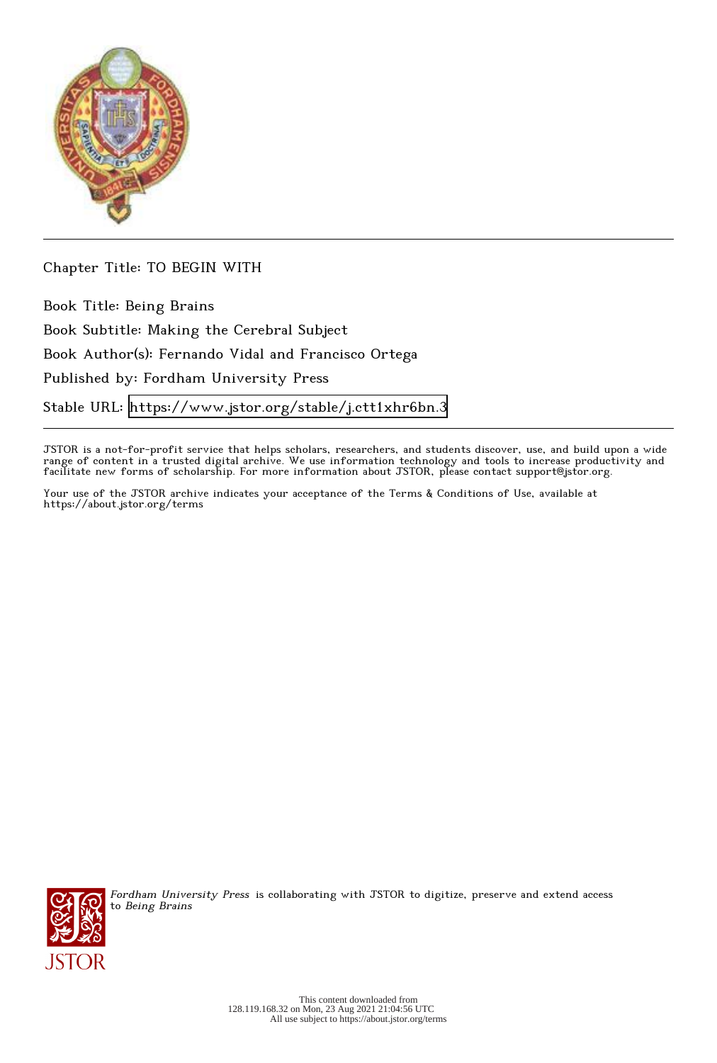Chapter Title: TO BEGIN WITH

Book Title: Being Brains

Book Subtitle: Making the Cerebral Subject

Book Author(s): Fernando Vidal and Francisco Ortega

Published by: Fordham University Press

Stable URL: https://www.jstor.org/stable/j.ctt1xhr6bn.3

JSTOR is a not-for-profit service that helps scholars, researchers, and students discover, use, and build upon a wide range of content in a trusted digital archive. We use information technology and tools to increase productivity and facilitate new forms of scholarship. For more information about JSTOR, please contact support@jstor.org.

Your use of the JSTOR archive indicates your acceptance of the Terms & Conditions of Use, available at https://about.jstor.org/terms

*Fordham University Press* is collaborating with JSTOR to digitize, preserve and extend access to *Being Brains*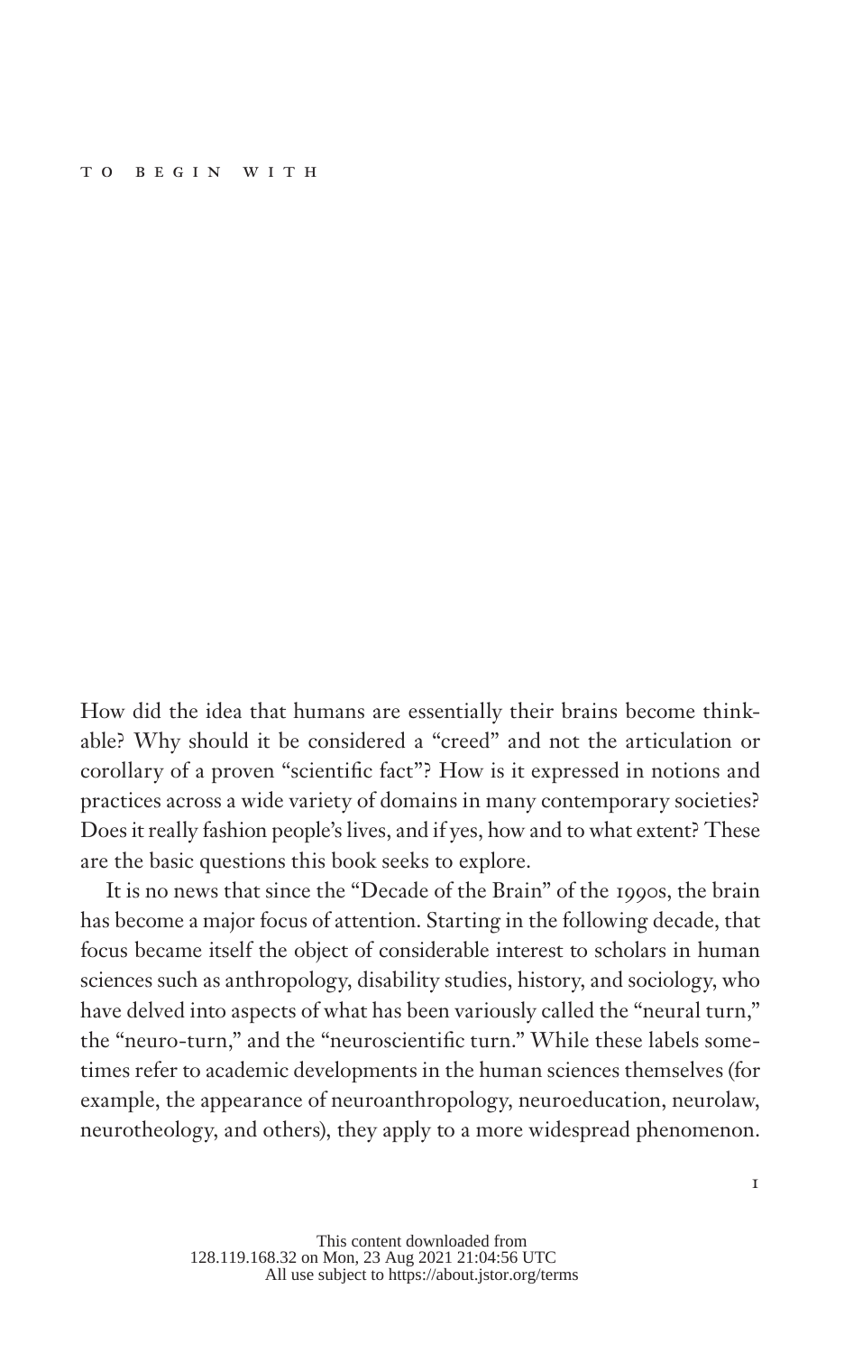# To Begin With

How did the idea that humans are essentially their brains become thinkable? Why should it be considered a "creed" and not the articulation or corollary of a proven "scientific fact"? How is it expressed in notions and practices across a wide variety of domains in many contemporary societies? Does it really fashion people's lives, and if yes, how and to what extent? These are the basic questions this book seeks to explore.

It is no news that since the "Decade of the Brain" of the 1990s, the brain has become a major focus of attention. Starting in the following decade, that focus became itself the object of considerable interest to scholars in human sciences such as anthropology, disability studies, history, and sociology, who have delved into aspects of what has been variously called the "neural turn," the "neuro-turn," and the "neuroscientific turn." While these labels sometimes refer to academic developments in the human sciences themselves (for example, the appearance of neuroanthropology, neuroeducation, neurolaw, neurotheology, and others), they apply to a more widespread phenomenon.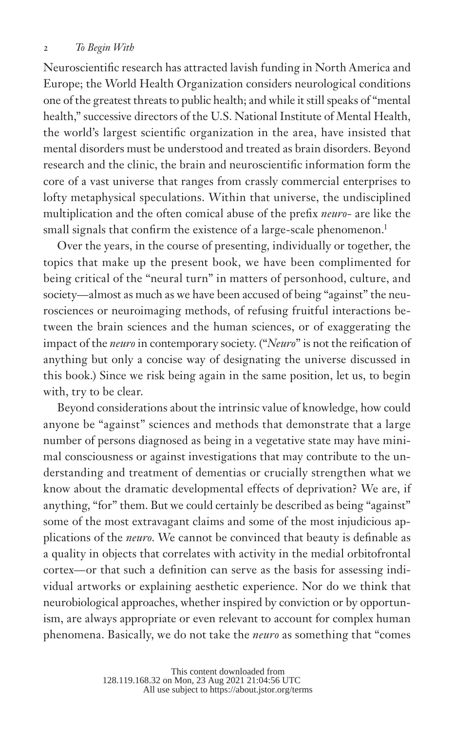Neuroscientific research has attracted lavish funding in North America and Europe; the World Health Organization considers neurological conditions one of the greatest threats to public health; and while it still speaks of "mental health," successive directors of the U.S. National Institute of Mental Health, the world's largest scientific organization in the area, have insisted that mental disorders must be understood and treated as brain disorders. Beyond research and the clinic, the brain and neuroscientific information form the core of a vast universe that ranges from crassly commercial enterprises to lofty metaphysical speculations. Within that universe, the undisciplined multiplication and the often comical abuse of the prefix *neuro-* are like the small signals that confirm the existence of a large-scale phenomenon.[1]

Over the years, in the course of presenting, individually or together, the topics that make up the present book, we have been complimented for being critical of the "neural turn" in matters of personhood, culture, and society—almost as much as we have been accused of being "against" the neurosciences or neuroimaging methods, of refusing fruitful interactions between the brain sciences and the human sciences, or of exaggerating the impact of the *neuro* in contemporary society. ("*Neuro*" is not the reification of anything but only a concise way of designating the universe discussed in this book.) Since we risk being again in the same position, let us, to begin with, try to be clear.

Beyond considerations about the intrinsic value of knowledge, how could anyone be "against" sciences and methods that demonstrate that a large number of persons diagnosed as being in a vegetative state may have minimal consciousness or against investigations that may contribute to the understanding and treatment of dementias or crucially strengthen what we know about the dramatic developmental effects of deprivation? We are, if anything, "for" them. But we could certainly be described as being "against" some of the most extravagant claims and some of the most injudicious applications of the *neuro*. We cannot be convinced that beauty is definable as a quality in objects that correlates with activity in the medial orbitofrontal cortex—or that such a definition can serve as the basis for assessing individual artworks or explaining aesthetic experience. Nor do we think that neurobiological approaches, whether inspired by conviction or by opportunism, are always appropriate or even relevant to account for complex human phenomena. Basically, we do not take the *neuro* as something that "comes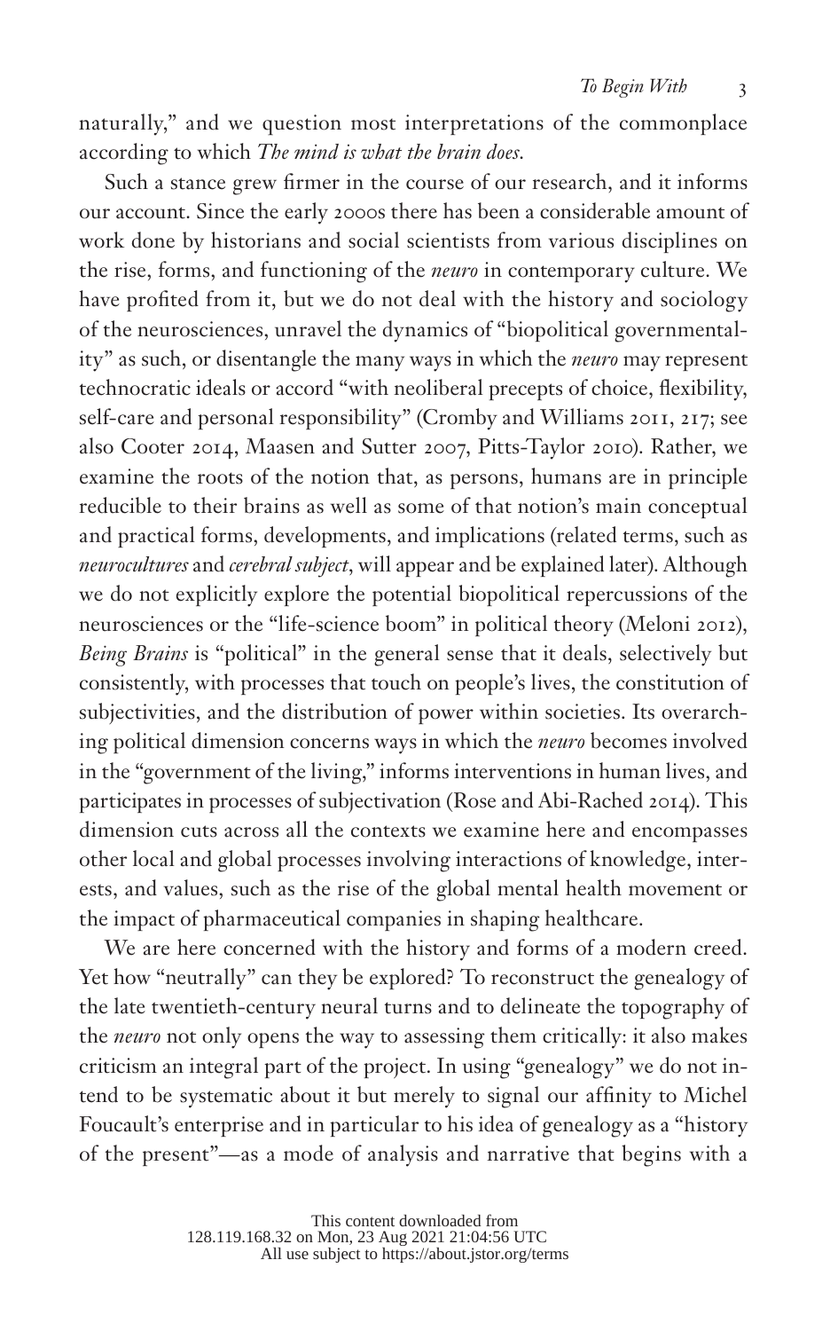naturally," and we question most interpretations of the commonplace according to which *The mind is what the brain does*.

Such a stance grew firmer in the course of our research, and it informs our account. Since the early 2000s there has been a considerable amount of work done by historians and social scientists from various disciplines on the rise, forms, and functioning of the *neuro* in contemporary culture. We have profited from it, but we do not deal with the history and sociology of the neurosciences, unravel the dynamics of "biopolitical governmentality" as such, or disentangle the many ways in which the *neuro* may represent technocratic ideals or accord "with neoliberal precepts of choice, flexibility, self-care and personal responsibility" (Cromby and Williams 2011, 217; see also Cooter 2014, Maasen and Sutter 2007, Pitts-Taylor 2010). Rather, we examine the roots of the notion that, as persons, humans are in principle reducible to their brains as well as some of that notion's main conceptual and practical forms, developments, and implications (related terms, such as *neurocultures* and *cerebral subject*, will appear and be explained later). Although we do not explicitly explore the potential biopolitical repercussions of the neurosciences or the "life-science boom" in political theory (Meloni 2012), *Being Brains* is "political" in the general sense that it deals, selectively but consistently, with processes that touch on people's lives, the constitution of subjectivities, and the distribution of power within societies. Its overarching political dimension concerns ways in which the *neuro* becomes involved in the "government of the living," informs interventions in human lives, and participates in processes of subjectivation (Rose and Abi-Rached 2014). This dimension cuts across all the contexts we examine here and encompasses other local and global processes involving interactions of knowledge, interests, and values, such as the rise of the global mental health movement or the impact of pharmaceutical companies in shaping healthcare.

We are here concerned with the history and forms of a modern creed. Yet how "neutrally" can they be explored? To reconstruct the genealogy of the late twentieth-century neural turns and to delineate the topography of the *neuro* not only opens the way to assessing them critically: it also makes criticism an integral part of the project. In using "genealogy" we do not intend to be systematic about it but merely to signal our affinity to Michel Foucault's enterprise and in particular to his idea of genealogy as a "history of the present"—as a mode of analysis and narrative that begins with a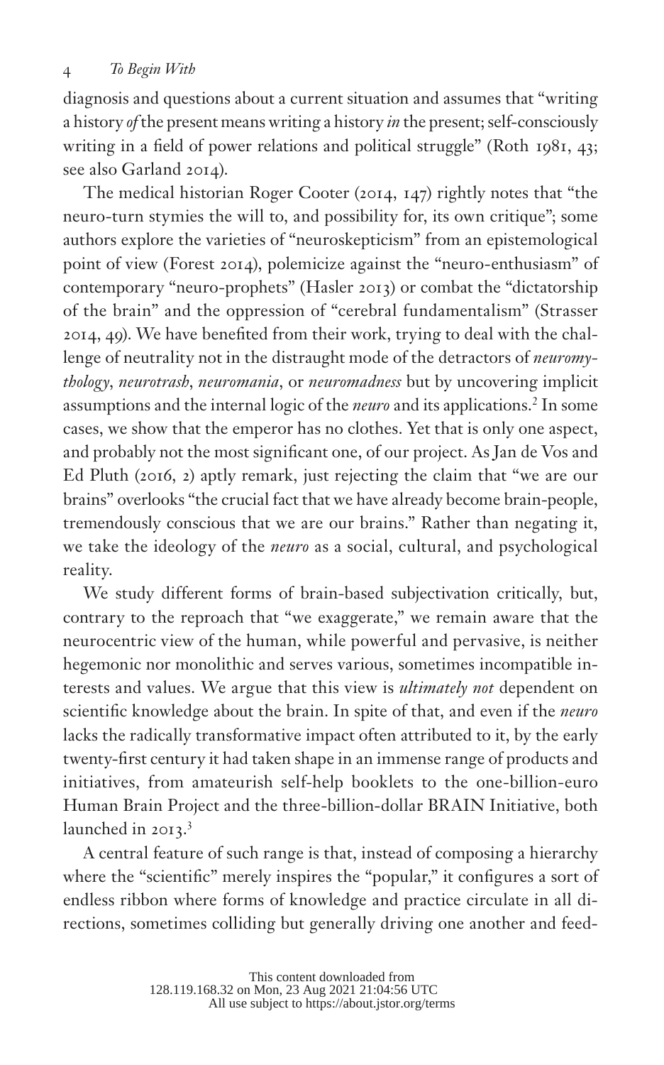diagnosis and questions about a current situation and assumes that "writing a history *of* the present means writing a history *in* the present; self-consciously writing in a field of power relations and political struggle" (Roth 1981, 43; see also Garland 2014).

The medical historian Roger Cooter (2014, 147) rightly notes that "the neuro-turn stymies the will to, and possibility for, its own critique"; some authors explore the varieties of "neuroskepticism" from an epistemological point of view (Forest 2014), polemicize against the "neuro-enthusiasm" of contemporary "neuro-prophets" (Hasler 2013) or combat the "dictatorship of the brain" and the oppression of "cerebral fundamentalism" (Strasser 2014, 49). We have benefited from their work, trying to deal with the challenge of neutrality not in the distraught mode of the detractors of *neuromythology*, *neurotrash*, *neuromania*, or *neuromadness* but by uncovering implicit assumptions and the internal logic of the *neuro* and its applications.[2] In some cases, we show that the emperor has no clothes. Yet that is only one aspect, and probably not the most significant one, of our project. As Jan de Vos and Ed Pluth (2016, 2) aptly remark, just rejecting the claim that "we are our brains" overlooks "the crucial fact that we have already become brain-people, tremendously conscious that we are our brains." Rather than negating it, we take the ideology of the *neuro* as a social, cultural, and psychological reality.

We study different forms of brain-based subjectivation critically, but, contrary to the reproach that "we exaggerate," we remain aware that the neurocentric view of the human, while powerful and pervasive, is neither hegemonic nor monolithic and serves various, sometimes incompatible interests and values. We argue that this view is *ultimately not* dependent on scientific knowledge about the brain. In spite of that, and even if the *neuro* lacks the radically transformative impact often attributed to it, by the early twenty-first century it had taken shape in an immense range of products and initiatives, from amateurish self-help booklets to the one-billion-euro Human Brain Project and the three-billion-dollar BRAIN Initiative, both launched in 2013.[3]

A central feature of such range is that, instead of composing a hierarchy where the "scientific" merely inspires the "popular," it configures a sort of endless ribbon where forms of knowledge and practice circulate in all directions, sometimes colliding but generally driving one another and feed-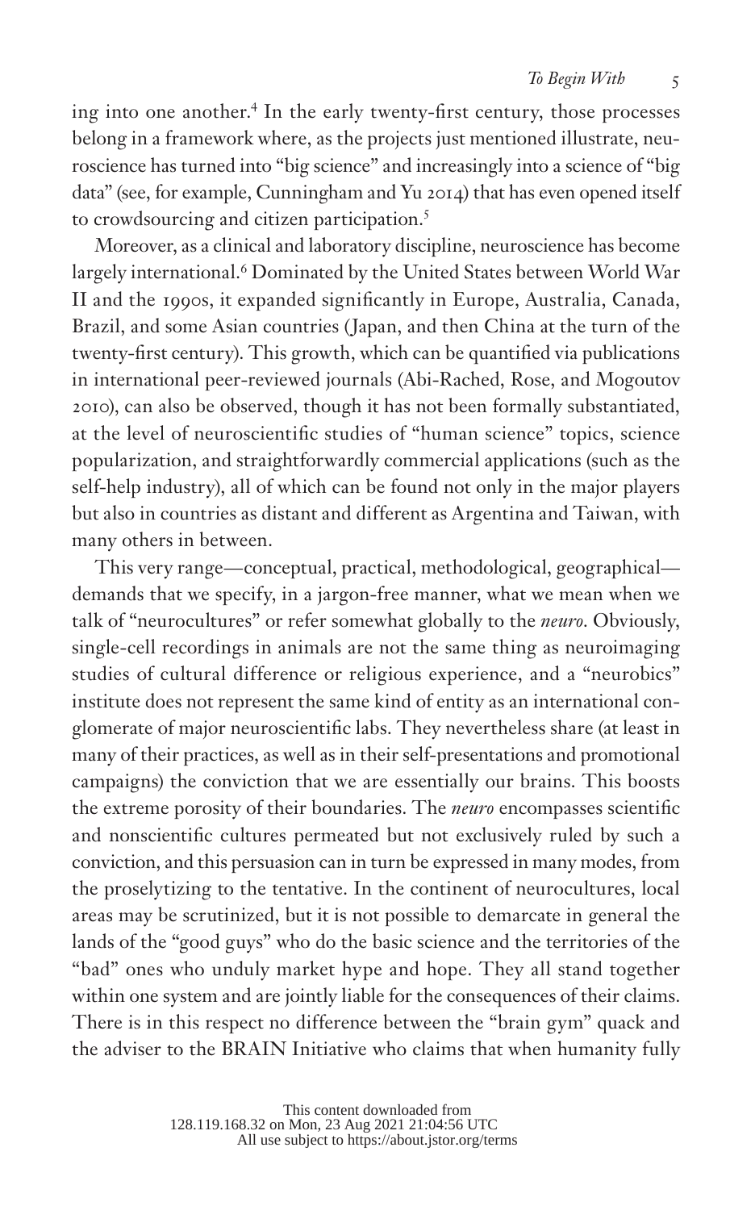ing into one another.[4] In the early twenty-first century, those processes belong in a framework where, as the projects just mentioned illustrate, neuroscience has turned into "big science" and increasingly into a science of "big data" (see, for example, Cunningham and Yu 2014) that has even opened itself to crowdsourcing and citizen participation.[5]

Moreover, as a clinical and laboratory discipline, neuroscience has become largely international.[6] Dominated by the United States between World War II and the 1990s, it expanded significantly in Europe, Australia, Canada, Brazil, and some Asian countries (Japan, and then China at the turn of the twenty-first century). This growth, which can be quantified via publications in international peer-reviewed journals (Abi-Rached, Rose, and Mogoutov 2010), can also be observed, though it has not been formally substantiated, at the level of neuroscientific studies of "human science" topics, science popularization, and straightforwardly commercial applications (such as the self-help industry), all of which can be found not only in the major players but also in countries as distant and different as Argentina and Taiwan, with many others in between.

This very range—conceptual, practical, methodological, geographical—demands that we specify, in a jargon-free manner, what we mean when we talk of "neurocultures" or refer somewhat globally to the *neuro*. Obviously, single-cell recordings in animals are not the same thing as neuroimaging studies of cultural difference or religious experience, and a "neurobics" institute does not represent the same kind of entity as an international conglomerate of major neuroscientific labs. They nevertheless share (at least in many of their practices, as well as in their self-presentations and promotional campaigns) the conviction that we are essentially our brains. This boosts the extreme porosity of their boundaries. The *neuro* encompasses scientific and nonscientific cultures permeated but not exclusively ruled by such a conviction, and this persuasion can in turn be expressed in many modes, from the proselytizing to the tentative. In the continent of neurocultures, local areas may be scrutinized, but it is not possible to demarcate in general the lands of the "good guys" who do the basic science and the territories of the "bad" ones who unduly market hype and hope. They all stand together within one system and are jointly liable for the consequences of their claims. There is in this respect no difference between the "brain gym" quack and the adviser to the BRAIN Initiative who claims that when humanity fully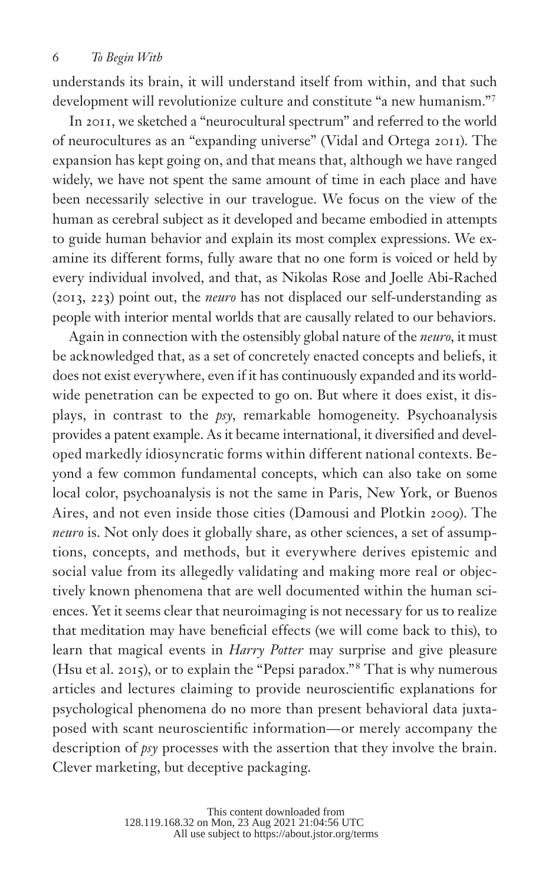understands its brain, it will understand itself from within, and that such development will revolutionize culture and constitute "a new humanism."[7]

In 2011, we sketched a "neurocultural spectrum" and referred to the world of neurocultures as an "expanding universe" (Vidal and Ortega 2011). The expansion has kept going on, and that means that, although we have ranged widely, we have not spent the same amount of time in each place and have been necessarily selective in our travelogue. We focus on the view of the human as cerebral subject as it developed and became embodied in attempts to guide human behavior and explain its most complex expressions. We examine its different forms, fully aware that no one form is voiced or held by every individual involved, and that, as Nikolas Rose and Joelle Abi-Rached (2013, 223) point out, the *neuro* has not displaced our self-understanding as people with interior mental worlds that are causally related to our behaviors.

Again in connection with the ostensibly global nature of the *neuro*, it must be acknowledged that, as a set of concretely enacted concepts and beliefs, it does not exist everywhere, even if it has continuously expanded and its worldwide penetration can be expected to go on. But where it does exist, it displays, in contrast to the *psy*, remarkable homogeneity. Psychoanalysis provides a patent example. As it became international, it diversified and developed markedly idiosyncratic forms within different national contexts. Beyond a few common fundamental concepts, which can also take on some local color, psychoanalysis is not the same in Paris, New York, or Buenos Aires, and not even inside those cities (Damousi and Plotkin 2009). The *neuro* is. Not only does it globally share, as other sciences, a set of assumptions, concepts, and methods, but it everywhere derives epistemic and social value from its allegedly validating and making more real or objectively known phenomena that are well documented within the human sciences. Yet it seems clear that neuroimaging is not necessary for us to realize that meditation may have beneficial effects (we will come back to this), to learn that magical events in *Harry Potter* may surprise and give pleasure (Hsu et al. 2015), or to explain the "Pepsi paradox."[8] That is why numerous articles and lectures claiming to provide neuroscientific explanations for psychological phenomena do no more than present behavioral data juxtaposed with scant neuroscientific information—or merely accompany the description of *psy* processes with the assertion that they involve the brain. Clever marketing, but deceptive packaging.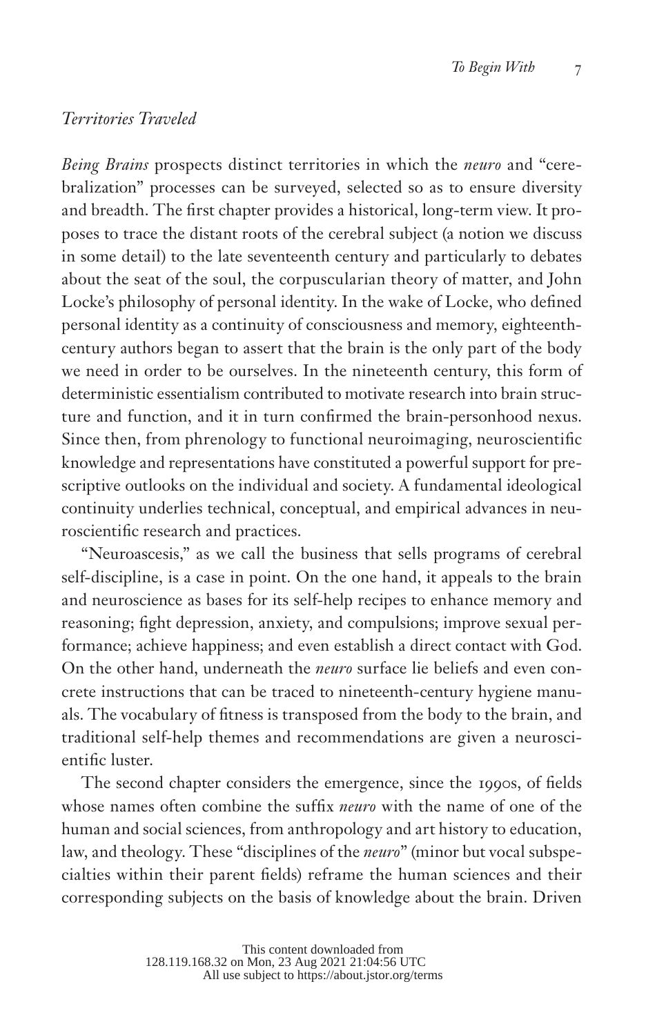## *Territories Traveled*

*Being Brains* prospects distinct territories in which the *neuro* and "cerebralization" processes can be surveyed, selected so as to ensure diversity and breadth. The first chapter provides a historical, long-term view. It proposes to trace the distant roots of the cerebral subject (a notion we discuss in some detail) to the late seventeenth century and particularly to debates about the seat of the soul, the corpuscularian theory of matter, and John Locke's philosophy of personal identity. In the wake of Locke, who defined personal identity as a continuity of consciousness and memory, eighteenth-century authors began to assert that the brain is the only part of the body we need in order to be ourselves. In the nineteenth century, this form of deterministic essentialism contributed to motivate research into brain structure and function, and it in turn confirmed the brain-personhood nexus. Since then, from phrenology to functional neuroimaging, neuroscientific knowledge and representations have constituted a powerful support for prescriptive outlooks on the individual and society. A fundamental ideological continuity underlies technical, conceptual, and empirical advances in neuroscientific research and practices.

"Neuroascesis," as we call the business that sells programs of cerebral self-discipline, is a case in point. On the one hand, it appeals to the brain and neuroscience as bases for its self-help recipes to enhance memory and reasoning; fight depression, anxiety, and compulsions; improve sexual performance; achieve happiness; and even establish a direct contact with God. On the other hand, underneath the *neuro* surface lie beliefs and even concrete instructions that can be traced to nineteenth-century hygiene manuals. The vocabulary of fitness is transposed from the body to the brain, and traditional self-help themes and recommendations are given a neuroscientific luster.

The second chapter considers the emergence, since the 1990s, of fields whose names often combine the suffix *neuro* with the name of one of the human and social sciences, from anthropology and art history to education, law, and theology. These "disciplines of the *neuro*" (minor but vocal subspecialties within their parent fields) reframe the human sciences and their corresponding subjects on the basis of knowledge about the brain. Driven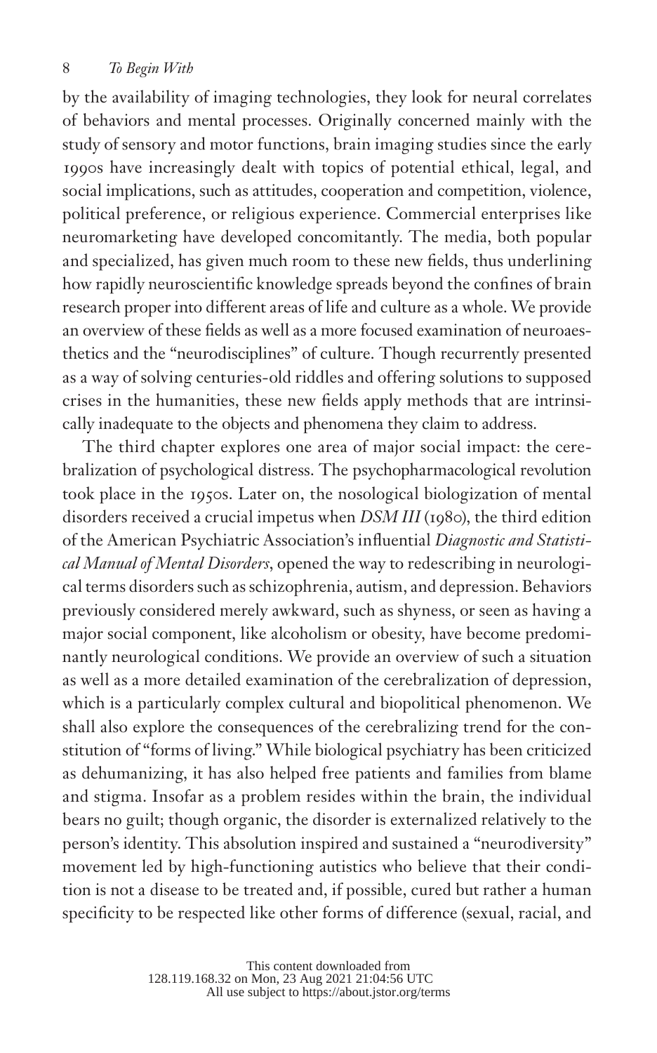by the availability of imaging technologies, they look for neural correlates of behaviors and mental processes. Originally concerned mainly with the study of sensory and motor functions, brain imaging studies since the early 1990s have increasingly dealt with topics of potential ethical, legal, and social implications, such as attitudes, cooperation and competition, violence, political preference, or religious experience. Commercial enterprises like neuromarketing have developed concomitantly. The media, both popular and specialized, has given much room to these new fields, thus underlining how rapidly neuroscientific knowledge spreads beyond the confines of brain research proper into different areas of life and culture as a whole. We provide an overview of these fields as well as a more focused examination of neuroaesthetics and the "neurodisciplines" of culture. Though recurrently presented as a way of solving centuries-old riddles and offering solutions to supposed crises in the humanities, these new fields apply methods that are intrinsically inadequate to the objects and phenomena they claim to address.

The third chapter explores one area of major social impact: the cerebralization of psychological distress. The psychopharmacological revolution took place in the 1950s. Later on, the nosological biologization of mental disorders received a crucial impetus when *DSM III* (1980), the third edition of the American Psychiatric Association's influential *Diagnostic and Statistical Manual of Mental Disorders*, opened the way to redescribing in neurological terms disorders such as schizophrenia, autism, and depression. Behaviors previously considered merely awkward, such as shyness, or seen as having a major social component, like alcoholism or obesity, have become predominantly neurological conditions. We provide an overview of such a situation as well as a more detailed examination of the cerebralization of depression, which is a particularly complex cultural and biopolitical phenomenon. We shall also explore the consequences of the cerebralizing trend for the constitution of "forms of living." While biological psychiatry has been criticized as dehumanizing, it has also helped free patients and families from blame and stigma. Insofar as a problem resides within the brain, the individual bears no guilt; though organic, the disorder is externalized relatively to the person's identity. This absolution inspired and sustained a "neurodiversity" movement led by high-functioning autistics who believe that their condition is not a disease to be treated and, if possible, cured but rather a human specificity to be respected like other forms of difference (sexual, racial, and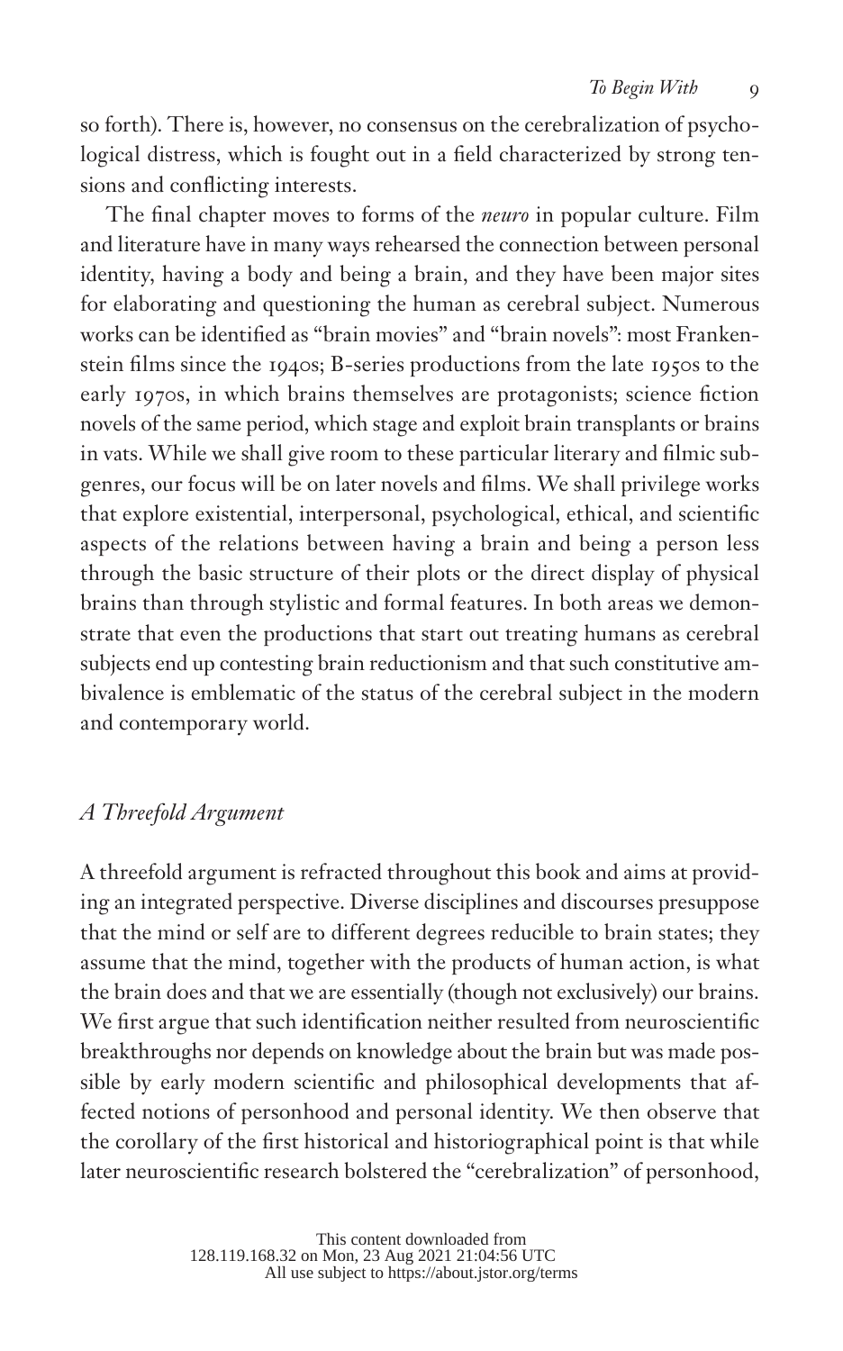so forth). There is, however, no consensus on the cerebralization of psychological distress, which is fought out in a field characterized by strong tensions and conflicting interests.

The final chapter moves to forms of the *neuro* in popular culture. Film and literature have in many ways rehearsed the connection between personal identity, having a body and being a brain, and they have been major sites for elaborating and questioning the human as cerebral subject. Numerous works can be identified as "brain movies" and "brain novels": most Frankenstein films since the 1940s; B-series productions from the late 1950s to the early 1970s, in which brains themselves are protagonists; science fiction novels of the same period, which stage and exploit brain transplants or brains in vats. While we shall give room to these particular literary and filmic subgenres, our focus will be on later novels and films. We shall privilege works that explore existential, interpersonal, psychological, ethical, and scientific aspects of the relations between having a brain and being a person less through the basic structure of their plots or the direct display of physical brains than through stylistic and formal features. In both areas we demonstrate that even the productions that start out treating humans as cerebral subjects end up contesting brain reductionism and that such constitutive ambivalence is emblematic of the status of the cerebral subject in the modern and contemporary world.

## *A Threefold Argument*

A threefold argument is refracted throughout this book and aims at providing an integrated perspective. Diverse disciplines and discourses presuppose that the mind or self are to different degrees reducible to brain states; they assume that the mind, together with the products of human action, is what the brain does and that we are essentially (though not exclusively) our brains. We first argue that such identification neither resulted from neuroscientific breakthroughs nor depends on knowledge about the brain but was made possible by early modern scientific and philosophical developments that affected notions of personhood and personal identity. We then observe that the corollary of the first historical and historiographical point is that while later neuroscientific research bolstered the "cerebralization" of personhood,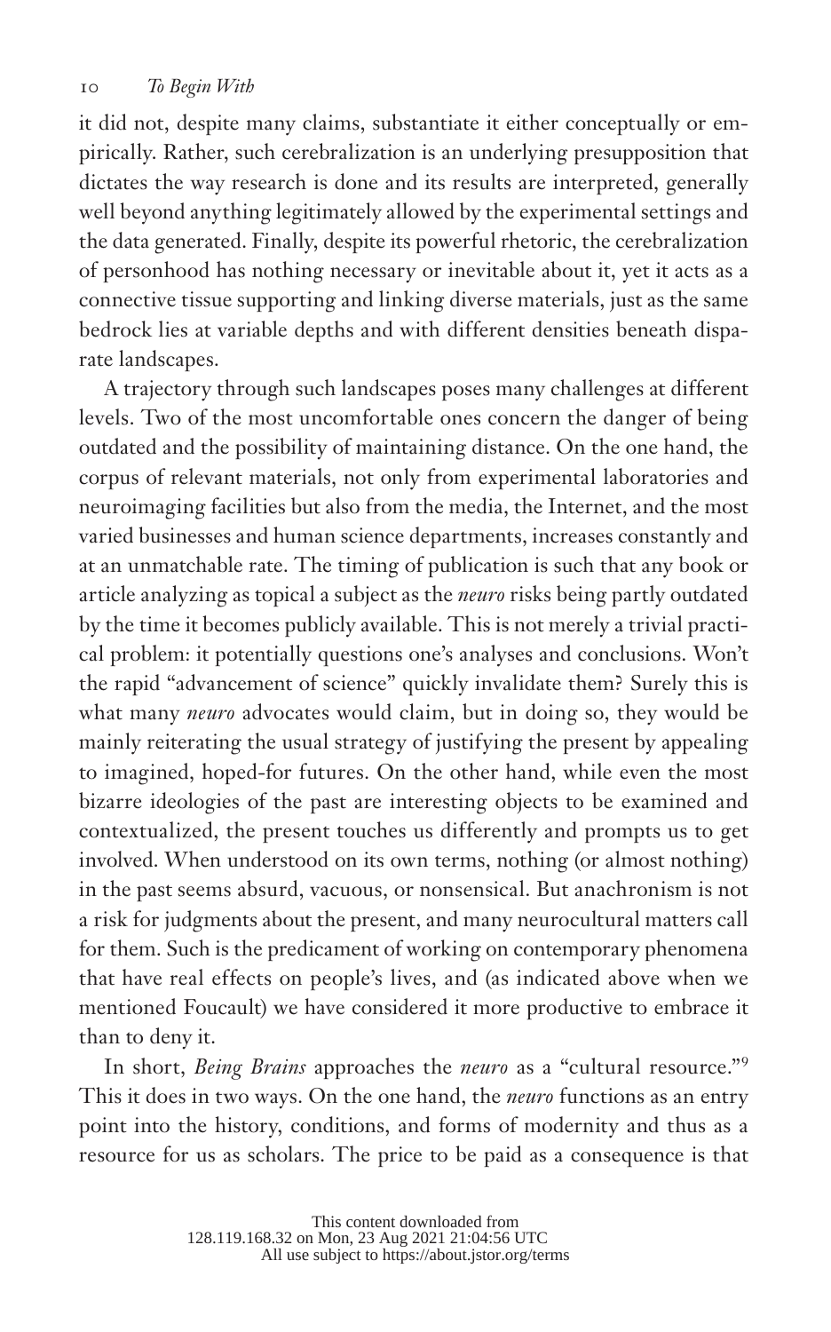it did not, despite many claims, substantiate it either conceptually or empirically. Rather, such cerebralization is an underlying presupposition that dictates the way research is done and its results are interpreted, generally well beyond anything legitimately allowed by the experimental settings and the data generated. Finally, despite its powerful rhetoric, the cerebralization of personhood has nothing necessary or inevitable about it, yet it acts as a connective tissue supporting and linking diverse materials, just as the same bedrock lies at variable depths and with different densities beneath disparate landscapes.

A trajectory through such landscapes poses many challenges at different levels. Two of the most uncomfortable ones concern the danger of being outdated and the possibility of maintaining distance. On the one hand, the corpus of relevant materials, not only from experimental laboratories and neuroimaging facilities but also from the media, the Internet, and the most varied businesses and human science departments, increases constantly and at an unmatchable rate. The timing of publication is such that any book or article analyzing as topical a subject as the *neuro* risks being partly outdated by the time it becomes publicly available. This is not merely a trivial practical problem: it potentially questions one's analyses and conclusions. Won't the rapid "advancement of science" quickly invalidate them? Surely this is what many *neuro* advocates would claim, but in doing so, they would be mainly reiterating the usual strategy of justifying the present by appealing to imagined, hoped-for futures. On the other hand, while even the most bizarre ideologies of the past are interesting objects to be examined and contextualized, the present touches us differently and prompts us to get involved. When understood on its own terms, nothing (or almost nothing) in the past seems absurd, vacuous, or nonsensical. But anachronism is not a risk for judgments about the present, and many neurocultural matters call for them. Such is the predicament of working on contemporary phenomena that have real effects on people's lives, and (as indicated above when we mentioned Foucault) we have considered it more productive to embrace it than to deny it.

In short, *Being Brains* approaches the *neuro* as a "cultural resource."[9] This it does in two ways. On the one hand, the *neuro* functions as an entry point into the history, conditions, and forms of modernity and thus as a resource for us as scholars. The price to be paid as a consequence is that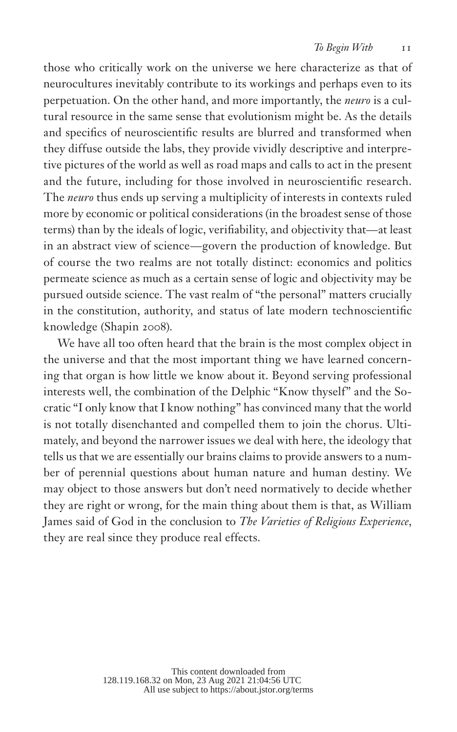those who critically work on the universe we here characterize as that of neurocultures inevitably contribute to its workings and perhaps even to its perpetuation. On the other hand, and more importantly, the *neuro* is a cultural resource in the same sense that evolutionism might be. As the details and specifics of neuroscientific results are blurred and transformed when they diffuse outside the labs, they provide vividly descriptive and interpretive pictures of the world as well as road maps and calls to act in the present and the future, including for those involved in neuroscientific research. The *neuro* thus ends up serving a multiplicity of interests in contexts ruled more by economic or political considerations (in the broadest sense of those terms) than by the ideals of logic, verifiability, and objectivity that—at least in an abstract view of science—govern the production of knowledge. But of course the two realms are not totally distinct: economics and politics permeate science as much as a certain sense of logic and objectivity may be pursued outside science. The vast realm of "the personal" matters crucially in the constitution, authority, and status of late modern technoscientific knowledge (Shapin 2008).

We have all too often heard that the brain is the most complex object in the universe and that the most important thing we have learned concerning that organ is how little we know about it. Beyond serving professional interests well, the combination of the Delphic "Know thyself" and the Socratic "I only know that I know nothing" has convinced many that the world is not totally disenchanted and compelled them to join the chorus. Ultimately, and beyond the narrower issues we deal with here, the ideology that tells us that we are essentially our brains claims to provide answers to a number of perennial questions about human nature and human destiny. We may object to those answers but don't need normatively to decide whether they are right or wrong, for the main thing about them is that, as William James said of God in the conclusion to *The Varieties of Religious Experience*, they are real since they produce real effects.